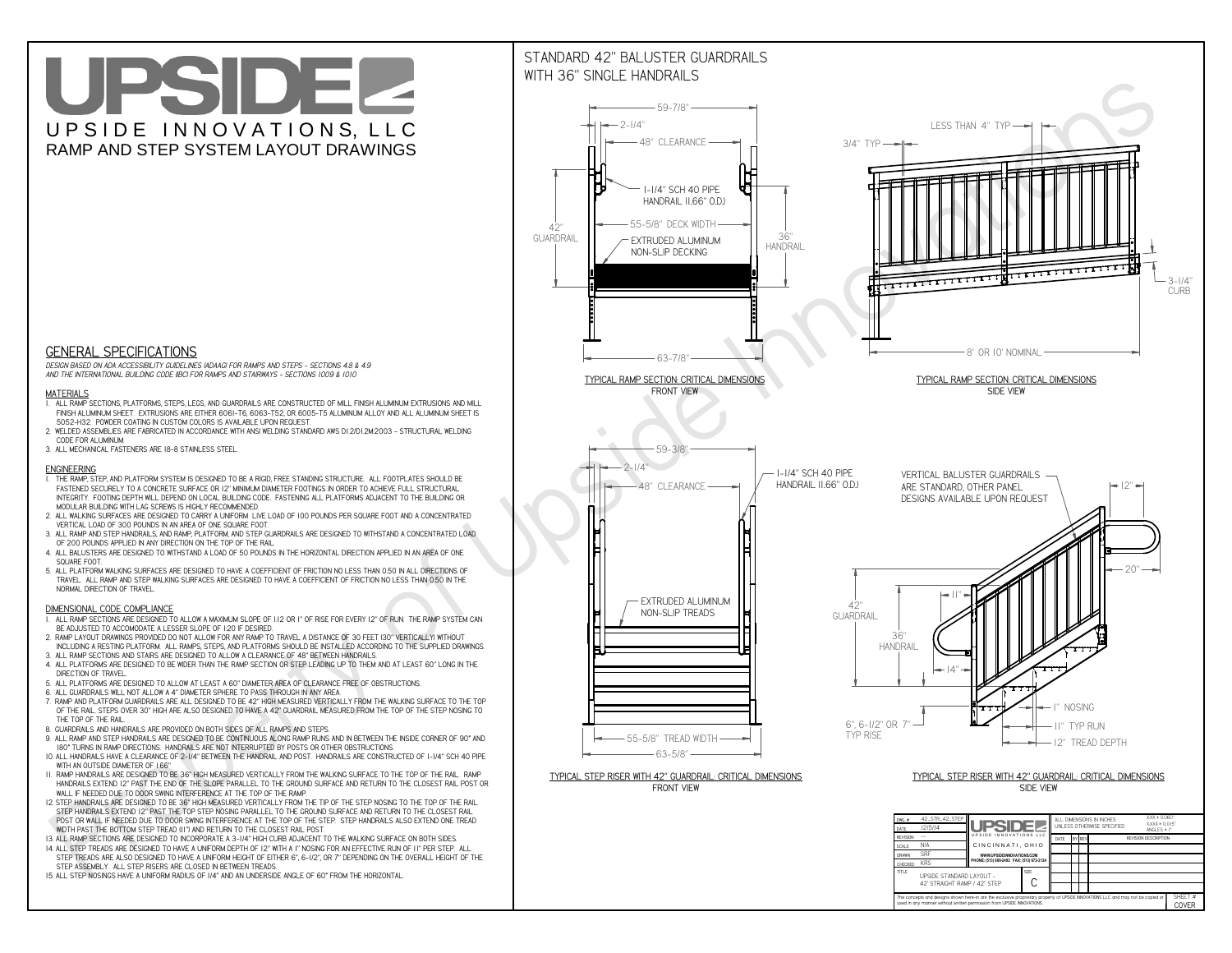# UPSIDE

UPSIDE INNOVATIONS, LLC

RAMP AND STEP SYSTEM LAYOUT DRAWINGS

## GENERAL SPECIFICATIONS

*DESIGN BASED ON ADA ACCESSIBILITY GUIDELINES (ADAAG) FOR RAMPS AND STEPS - SECTIONS 4.8 & 4.9 AND THE INTERNATIONAL BUILDING CODE (IBC) FOR RAMPS AND STAIRWAYS - SECTIONS 1009 & 1010*

### MATERIALS

1. ALL RAMP SECTIONS, PLATFORMS, STEPS, LEGS, AND GUARDRAILS ARE CONSTRUCTED OF MILL FINISH ALUMINUM EXTRUSIONS AND MILL FINISH ALUMINUM SHEET. EXTRUSIONS ARE EITHER 6061-T6, 6063-T52, OR 6005-T5 ALUMINUM ALLOY AND ALL ALUMINUM SHEET IS 5052-H32. POWDER COATING IN CUSTOM COLORS IS AVAILABLE UPON REQUEST.
2. WELDED ASSEMBLIES ARE FABRICATED IN ACCORDANCE WITH ANSI WELDING STANDARD AWS D1.2/D1.2M:2003 - STRUCTURAL WELDING CODE FOR ALUMINUM.
3. ALL MECHANICAL FASTENERS ARE 18-8 STAINLESS STEEL.

### ENGINEERING

1. THE RAMP, STEP, AND PLATFORM SYSTEM IS DESIGNED TO BE A RIGID, FREE STANDING STRUCTURE. ALL FOOTPLATES SHOULD BE FASTENED SECURELY TO A CONCRETE SURFACE OR 12" MINIMUM DIAMETER CONCRETE FOOTINGS IN ORDER TO ACHIEVE FULL STRUCTURAL INTEGRITY. FOOTING DEPTH WILL DEPEND ON LOCAL BUILDING CODE. FASTENING ALL PLATFORMS ADJACENT TO THE BUILDING OR MODULAR BUILDING WITH LAG SCREWS IS HIGHLY RECOMMENDED.
2. ALL WALKING SURFACES ARE DESIGNED TO CARRY A UNIFORM LIVE LOAD OF 100 POUNDS PER SQUARE FOOT AND A CONCENTRATED VERTICAL LOAD OF 300 POUNDS IN AN AREA OF ONE SQUARE FOOT.
3. ALL RAMP AND STEP HANDRAILS, AND RAMP, PLATFORM, AND STEP GUARDRAILS ARE DESIGNED TO WITHSTAND A CONCENTRATED LOAD OF 200 POUNDS APPLIED IN ANY DIRECTION ON THE TOP OF THE RAIL.
4. ALL BALUSTERS ARE DESIGNED TO WITHSTAND A LOAD OF 50 POUNDS IN THE HORIZONTAL DIRECTION APPLIED IN AN AREA OF ONE SQUARE FOOT.
5. ALL PLATFORM WALKING SURFACES ARE DESIGNED TO HAVE A COEFFICIENT OF FRICTION NO LESS THAN 0.50 IN ALL DIRECTIONS OF TRAVEL. ALL RAMP AND STEP WALKING SURFACES ARE DESIGNED TO HAVE A COEFFICIENT OF FRICTION NO LESS THAN 0.50 IN THE NORMAL DIRECTION OF TRAVEL.

### DIMENSIONAL CODE COMPLIANCE

1. ALL RAMP SECTIONS ARE DESIGNED TO ALLOW A MAXIMUM SLOPE OF 1:12 OR 1" OF RISE FOR EVERY 12" OF RUN. THE RAMP SYSTEM CAN BE ADJUSTED TO ACCOMODATE A LESSER SLOPE OF 1:20 IF DESIRED.
2. RAMP LAYOUT DRAWINGS PROVIDED DO NOT ALLOW FOR ANY RAMP TO TRAVEL A DISTANCE OF 30 FEET (30" VERTICALLY) WITHOUT INCLUDING A RESTING PLATFORM. ALL RAMPS, STEPS, AND PLATFORMS SHOULD BE INSTALLED ACCORDING TO THE SUPPLIED DRAWINGS.
3. ALL RAMP SECTIONS AND STAIRS ARE DESIGNED TO ALLOW A CLEARANCE OF 48" BETWEEN HANDRAILS.
4. ALL PLATFORMS ARE DESIGNED TO BE WIDER THAN THE RAMP SECTION OR STEP LEADING UP TO THEM AND AT LEAST 60" LONG IN THE DIRECTION OF TRAVEL.
5. ALL PLATFORMS ARE DESIGNED TO ALLOW AT LEAST A 60" DIAMETER AREA OF CLEARANCE FREE OF OBSTRUCTIONS.
6. ALL GUARDRAILS WILL NOT ALLOW A 4" DIAMETER SPHERE TO PASS THROUGH IN ANY AREA.
7. RAMP AND PLATFORM GUARDRAILS ARE ALL DESIGNED TO BE 42" HIGH MEASURED VERTICALLY FROM THE WALKING SURFACE TO THE TOP OF THE RAIL. STEPS OVER 30" HIGH ARE ALSO DESIGNED TO HAVE A 42" GUARDRAIL MEASURED FROM THE TOP OF THE STEP NOSING TO THE TOP OF THE RAIL.
8. GUARDRAILS AND HANDRAILS ARE PROVIDED ON BOTH SIDES OF ALL RAMPS AND STEPS.
9. ALL RAMP AND STEP HANDRAILS ARE DESIGNED TO BE CONTINUOUS ALONG RAMP RUNS AND IN BETWEEN THE INSIDE CORNER OF 90° AND 180° TURNS IN RAMP DIRECTIONS. HANDRAILS ARE NOT INTERRUPTED BY POSTS OR OTHER OBSTRUCTIONS.
10. ALL HANDRAILS HAVE A CLEARANCE OF 2-1/4" BETWEEN THE HANDRAIL AND POST. HANDRAILS ARE CONSTRUCTED OF 1-1/4" SCH 40 PIPE WITH AN OUTSIDE DIAMETER OF 1.66"
11. RAMP HANDRAILS ARE DESIGNED TO BE 36" HIGH MEASURED VERTICALLY FROM THE WALKING SURFACE TO THE TOP OF THE RAIL. RAMP HANDRAILS EXTEND 12" PAST THE END OF THE SLOPE PARALLEL TO THE GROUND SURFACE AND RETURN TO THE CLOSEST RAIL POST OR WALL IF NEEDED DUE TO DOOR SWING INTERFERENCE AT THE TOP OF THE RAMP.
12. STEP HANDRAILS ARE DESIGNED TO BE 36" HIGH MEASURED VERTICALLY FROM THE TIP OF THE STEP NOSING TO THE TOP OF THE RAIL. STEP HANDRAILS EXTEND 12" PAST THE TOP STEP NOSING PARALLEL TO THE GROUND SURFACE AND RETURN TO THE CLOSEST RAIL POST OR WALL IF NEEDED DUE TO DOOR SWING INTERFERENCE AT THE TOP OF THE STEP. STEP HANDRAILS ALSO EXTEND ONE TREAD WIDTH PAST THE BOTTOM STEP TREAD (11") AND RETURN TO THE CLOSEST RAIL POST.
13. ALL RAMP SECTIONS ARE DESIGNED TO INCORPORATE A 3-1/4" HIGH CURB ADJACENT TO THE WALKING SURFACE ON BOTH SIDES.
14. ALL STEP TREADS ARE DESIGNED TO HAVE A UNIFORM DEPTH OF 12" WITH A 1" NOSING FOR AN EFFECTIVE RUN OF 11" PER STEP. ALL STEP TREADS ARE ALSO DESIGNED TO HAVE A UNIFORM HEIGHT OF EITHER 6", 6-1/2", OR 7" DEPENDING ON THE OVERALL HEIGHT OF THE STEP ASSEMBLY. ALL STEP RISERS ARE CLOSED IN BETWEEN TREADS.
15. ALL STEP NOSINGS HAVE A UNIFORM RADIUS OF 1/4" AND AN UNDERSIDE ANGLE OF 60° FROM THE HORIZONTAL.

## STANDARD 42" BALUSTER GUARDRAILS WITH 36" SINGLE HANDRAILS

59-7/8" · 2-1/4" · 48" CLEARANCE · 1-1/4" SCH 40 PIPE HANDRAIL (1.66" O.D.) · 42" GUARDRAIL · 55-5/8" DECK WIDTH · 36" HANDRAIL · EXTRUDED ALUMINUM NON-SLIP DECKING · 63-7/8"

TYPICAL RAMP SECTION: CRITICAL DIMENSIONS
FRONT VIEW

LESS THAN 4" TYP · 3/4" TYP · 3-1/4" CURB · 8' OR 10' NOMINAL

TYPICAL RAMP SECTION: CRITICAL DIMENSIONS
SIDE VIEW

59-3/8" · 2-1/4" · 48" CLEARANCE · 1-1/4" SCH 40 PIPE HANDRAIL (1.66" O.D.) · EXTRUDED ALUMINUM NON-SLIP TREADS · 55-5/8" TREAD WIDTH · 63-5/8"

TYPICAL STEP RISER WITH 42" GUARDRAIL: CRITICAL DIMENSIONS
FRONT VIEW

VERTICAL BALUSTER GUARDRAILS ARE STANDARD, OTHER PANEL DESIGNS AVAILABLE UPON REQUEST · 12" · 20" · 11" · 42" GUARDRAIL · 36" HANDRAIL · 14" · 1" NOSING · 6", 6-1/2" OR 7" TYP RISE · 11" TYP RUN · 12" TREAD DEPTH

TYPICAL STEP RISER WITH 42" GUARDRAIL: CRITICAL DIMENSIONS
SIDE VIEW

| DWG # | 42_STR_42_STEP |
|---|---|
| DATE | 12/5/14 |
| REVISION | --- |
| SCALE | N/A |
| DRAWN | SRF |
| CHECKED | KRS |
| TITLE | UPSIDE STANDARD LAYOUT - 42' STRAIGHT RAMP / 42" STEP |
| SIZE | C |

UPSIDE INNOVATIONS LLC · CINCINNATI, OHIO · WWW.UPSIDEINNOVATIONS.COM · PHONE: (513) 889-2492 · FAX: (513) 672-2124

ALL DIMENSIONS IN INCHES UNLESS OTHERWISE SPECIFIED · X.XX ± 0.060" · X.XXX ± 0.015" · ANGLES ± 1°

| DATE | BY | REV | REVISION DESCRIPTION |
|---|---|---|---|

The concepts and designs shown here-in are the exclusive proprietary property of UPSIDE INNOVATIONS LLC and may not be copied or used in any manner without written permission from UPSIDE INNOVATIONS.

SHEET # COVER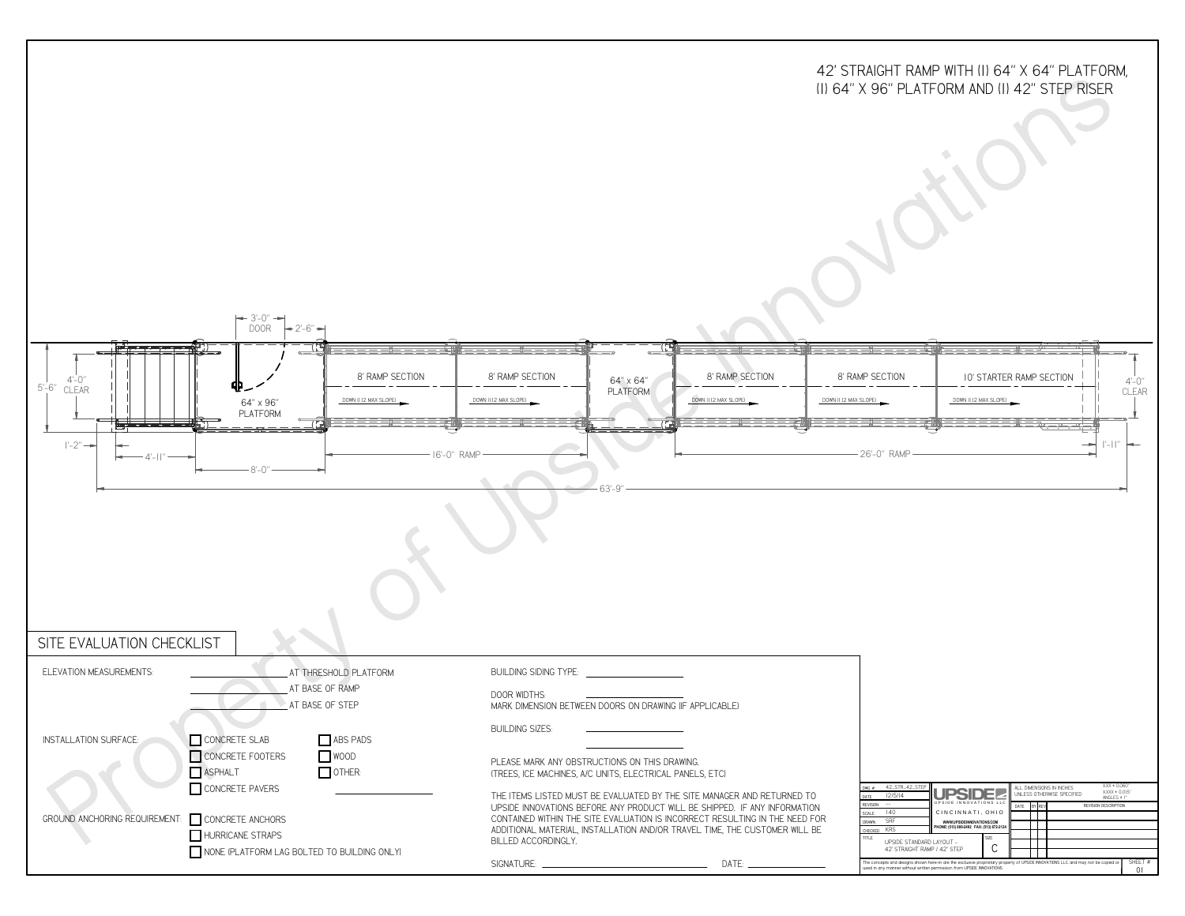# 42' STRAIGHT RAMP WITH (1) 64" X 64" PLATFORM, (1) 64" X 96" PLATFORM AND (1) 42" STEP RISER

3'-0" DOOR
2'-6"
5'-6"
4'-0" CLEAR
64" x 96" PLATFORM
8' RAMP SECTION
DOWN (1:12 MAX SLOPE)
8' RAMP SECTION
DOWN (1:12 MAX SLOPE)
64" x 64" PLATFORM
8' RAMP SECTION
DOWN (1:12 MAX SLOPE)
8' RAMP SECTION
DOWN (1:12 MAX SLOPE)
10' STARTER RAMP SECTION
DOWN (1:12 MAX SLOPE)
4'-0" CLEAR
1'-2"
4'-11"
8'-0"
16'-0" RAMP
26'-0" RAMP
1'-11"
63'-9"

Property of Upside Innovations

## SITE EVALUATION CHECKLIST

ELEVATION MEASUREMENTS: ________ AT THRESHOLD PLATFORM
________ AT BASE OF RAMP
________ AT BASE OF STEP

INSTALLATION SURFACE:
- [ ] CONCRETE SLAB
- [ ] CONCRETE FOOTERS
- [ ] ASPHALT
- [ ] CONCRETE PAVERS
- [ ] ABS PADS
- [ ] WOOD
- [ ] OTHER ________

GROUND ANCHORING REQUIREMENT:
- [ ] CONCRETE ANCHORS
- [ ] HURRICANE STRAPS
- [ ] NONE (PLATFORM LAG BOLTED TO BUILDING ONLY)

BUILDING SIDING TYPE: ________

DOOR WIDTHS: ________
MARK DIMENSION BETWEEN DOORS ON DRAWING (IF APPLICABLE)

BUILDING SIZES: ________
________

PLEASE MARK ANY OBSTRUCTIONS ON THIS DRAWING.
(TREES, ICE MACHINES, A/C UNITS, ELECTRICAL PANELS, ETC)

THE ITEMS LISTED MUST BE EVALUATED BY THE SITE MANAGER AND RETURNED TO UPSIDE INNOVATIONS BEFORE ANY PRODUCT WILL BE SHIPPED. IF ANY INFORMATION CONTAINED WITHIN THE SITE EVALUATION IS INCORRECT RESULTING IN THE NEED FOR ADDITIONAL MATERIAL, INSTALLATION AND/OR TRAVEL TIME, THE CUSTOMER WILL BE BILLED ACCORDINGLY.

SIGNATURE: ________ DATE: ________

| | |
|---|---|
| DWG # | 42_STR_42_STEP |
| DATE | 12/5/14 |
| REVISION | --- |
| SCALE | 1:40 |
| DRAWN | SRF |
| CHECKED | KRS |
| TITLE | UPSIDE STANDARD LAYOUT - 42' STRAIGHT RAMP / 42" STEP |
| SIZE | C |

UPSIDE INNOVATIONS LLC
CINCINNATI, OHIO
WWW.UPSIDEINNOVATIONS.COM
PHONE: (513) 889-2492 FAX: (513) 672-2124

ALL DIMENSIONS IN INCHES UNLESS OTHERWISE SPECIFIED
XXX ± 0.060"
XXXX ± 0.015"
ANGLES ± 1°

| DATE | BY | REV | REVISION DESCRIPTION |
|---|---|---|---|
| | | | |

The concepts and designs shown here-in are the exclusive proprietary property of UPSIDE INNOVATIONS LLC and may not be copied or used in any manner without written permission from UPSIDE INNOVATIONS.

SHEET # 01